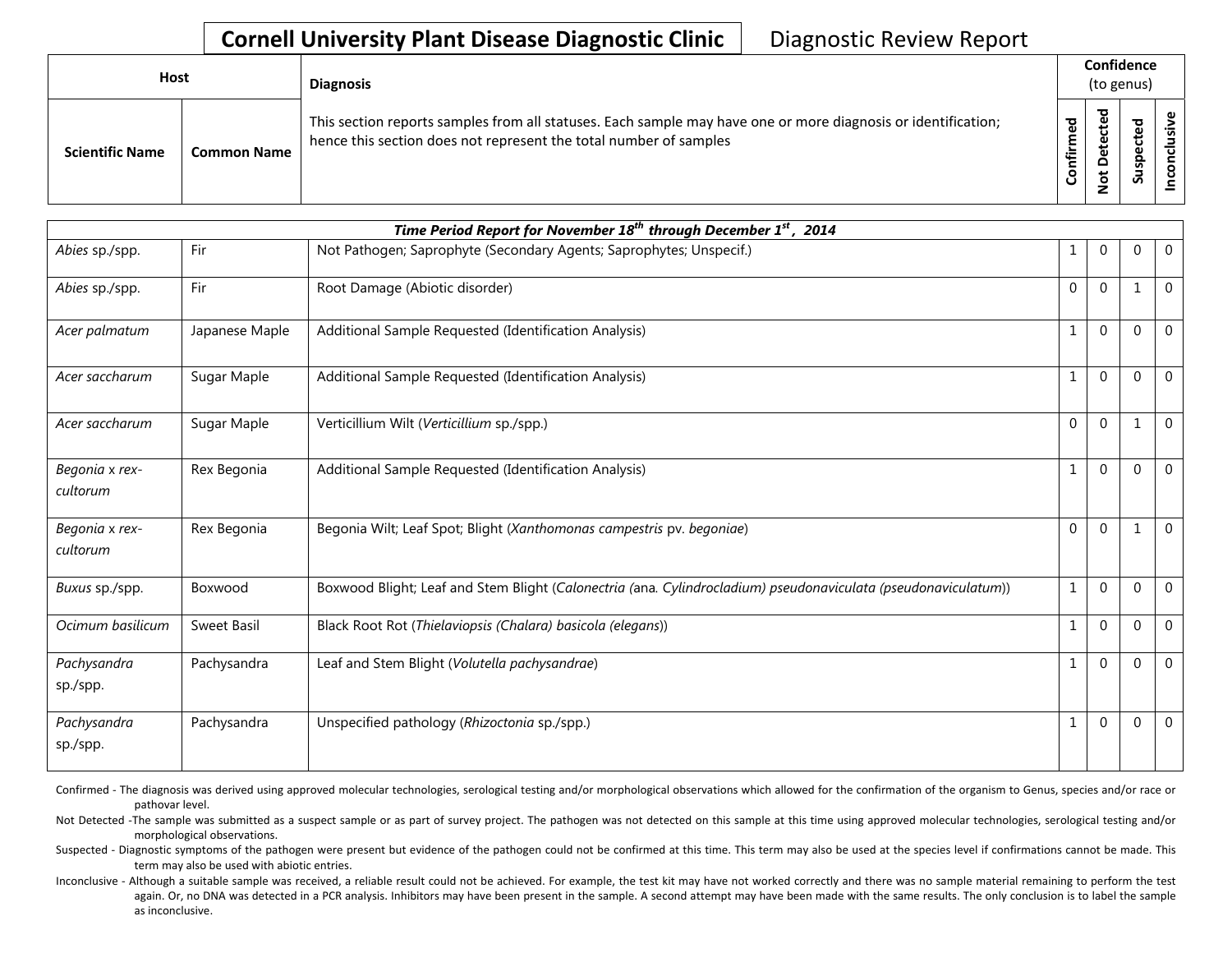# Cornell University Plant Disease Diagnostic Clinic

Diagnostic Review Report

| Host | | Diagnosis | Confidence (to genus) | | | |
|---|---|---|---|---|---|---|
| Scientific Name | Common Name | This section reports samples from all statuses. Each sample may have one or more diagnosis or identification; hence this section does not represent the total number of samples | Confirmed | Not Detected | Suspected | Inconclusive |

| *Time Period Report for November 18th through December 1st, 2014* | | | | | | |
|---|---|---|---|---|---|---|
| *Abies* sp./spp. | Fir | Not Pathogen; Saprophyte (Secondary Agents; Saprophytes; Unspecif.) | 1 | 0 | 0 | 0 |
| *Abies* sp./spp. | Fir | Root Damage (Abiotic disorder) | 0 | 0 | 1 | 0 |
| *Acer palmatum* | Japanese Maple | Additional Sample Requested (Identification Analysis) | 1 | 0 | 0 | 0 |
| *Acer saccharum* | Sugar Maple | Additional Sample Requested (Identification Analysis) | 1 | 0 | 0 | 0 |
| *Acer saccharum* | Sugar Maple | Verticillium Wilt (*Verticillium* sp./spp.) | 0 | 0 | 1 | 0 |
| *Begonia* x *rex-cultorum* | Rex Begonia | Additional Sample Requested (Identification Analysis) | 1 | 0 | 0 | 0 |
| *Begonia* x *rex-cultorum* | Rex Begonia | Begonia Wilt; Leaf Spot; Blight (*Xanthomonas campestris* pv. *begoniae*) | 0 | 0 | 1 | 0 |
| *Buxus* sp./spp. | Boxwood | Boxwood Blight; Leaf and Stem Blight (*Calonectria (*ana*. Cylindrocladium) pseudonaviculata (pseudonaviculatum)*) | 1 | 0 | 0 | 0 |
| *Ocimum basilicum* | Sweet Basil | Black Root Rot (*Thielaviopsis (Chalara) basicola (elegans)*) | 1 | 0 | 0 | 0 |
| *Pachysandra* sp./spp. | Pachysandra | Leaf and Stem Blight (*Volutella pachysandrae*) | 1 | 0 | 0 | 0 |
| *Pachysandra* sp./spp. | Pachysandra | Unspecified pathology (*Rhizoctonia* sp./spp.) | 1 | 0 | 0 | 0 |

Confirmed - The diagnosis was derived using approved molecular technologies, serological testing and/or morphological observations which allowed for the confirmation of the organism to Genus, species and/or race or pathovar level.

Not Detected -The sample was submitted as a suspect sample or as part of survey project. The pathogen was not detected on this sample at this time using approved molecular technologies, serological testing and/or morphological observations.

Suspected - Diagnostic symptoms of the pathogen were present but evidence of the pathogen could not be confirmed at this time. This term may also be used at the species level if confirmations cannot be made. This term may also be used with abiotic entries.

Inconclusive - Although a suitable sample was received, a reliable result could not be achieved. For example, the test kit may have not worked correctly and there was no sample material remaining to perform the test again. Or, no DNA was detected in a PCR analysis. Inhibitors may have been present in the sample. A second attempt may have been made with the same results. The only conclusion is to label the sample as inconclusive.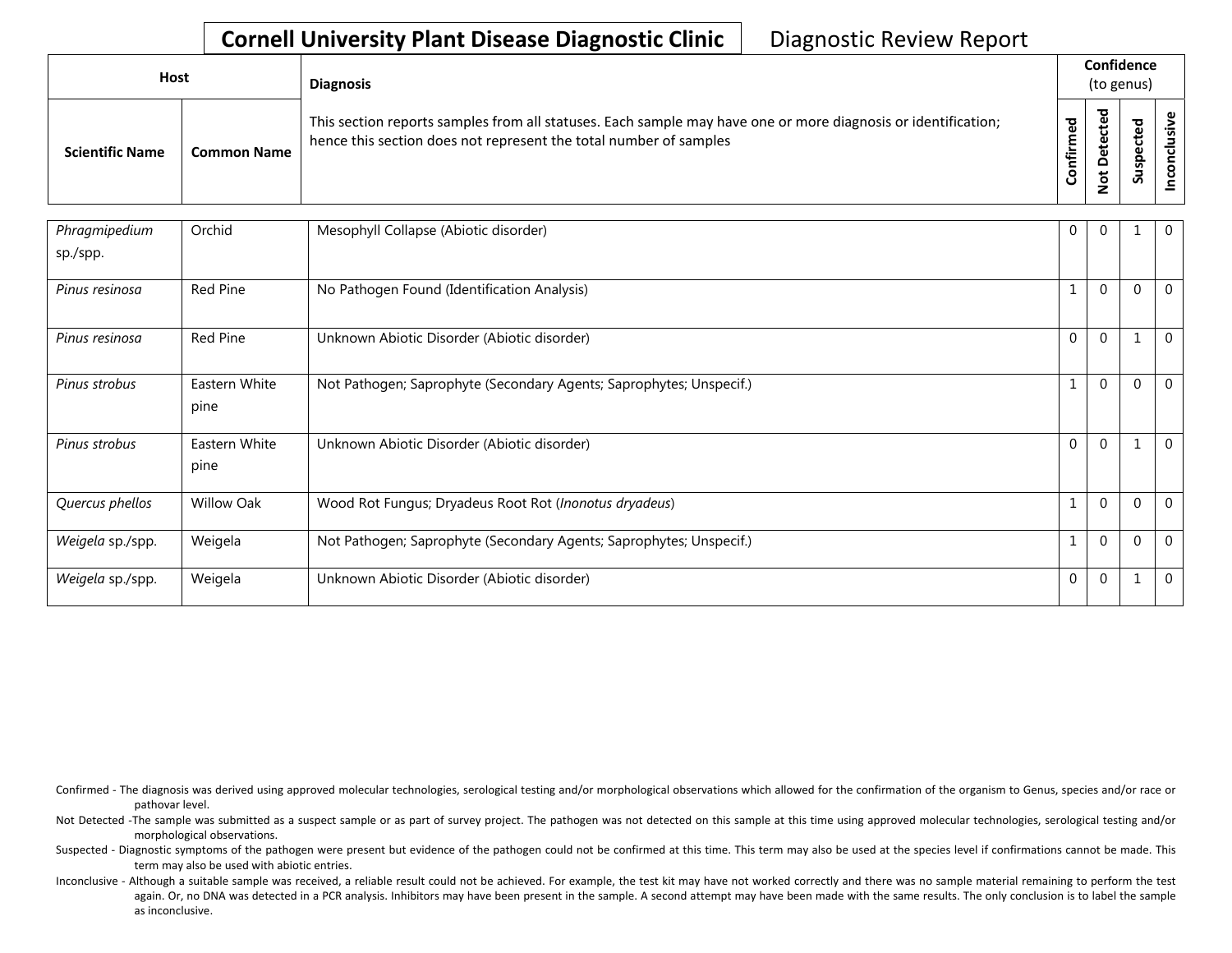# Cornell University Plant Disease Diagnostic Clinic

Diagnostic Review Report

| Host | | Diagnosis | Confidence (to genus) | | | |
|---|---|---|---|---|---|---|
| Scientific Name | Common Name | This section reports samples from all statuses. Each sample may have one or more diagnosis or identification; hence this section does not represent the total number of samples | Confirmed | Not Detected | Suspected | Inconclusive |
| *Phragmipedium* sp./spp. | Orchid | Mesophyll Collapse (Abiotic disorder) | 0 | 0 | 1 | 0 |
| *Pinus resinosa* | Red Pine | No Pathogen Found (Identification Analysis) | 1 | 0 | 0 | 0 |
| *Pinus resinosa* | Red Pine | Unknown Abiotic Disorder (Abiotic disorder) | 0 | 0 | 1 | 0 |
| *Pinus strobus* | Eastern White pine | Not Pathogen; Saprophyte (Secondary Agents; Saprophytes; Unspecif.) | 1 | 0 | 0 | 0 |
| *Pinus strobus* | Eastern White pine | Unknown Abiotic Disorder (Abiotic disorder) | 0 | 0 | 1 | 0 |
| *Quercus phellos* | Willow Oak | Wood Rot Fungus; Dryadeus Root Rot (*Inonotus dryadeus*) | 1 | 0 | 0 | 0 |
| *Weigela* sp./spp. | Weigela | Not Pathogen; Saprophyte (Secondary Agents; Saprophytes; Unspecif.) | 1 | 0 | 0 | 0 |
| *Weigela* sp./spp. | Weigela | Unknown Abiotic Disorder (Abiotic disorder) | 0 | 0 | 1 | 0 |

Confirmed - The diagnosis was derived using approved molecular technologies, serological testing and/or morphological observations which allowed for the confirmation of the organism to Genus, species and/or race or pathovar level.

Not Detected -The sample was submitted as a suspect sample or as part of survey project. The pathogen was not detected on this sample at this time using approved molecular technologies, serological testing and/or morphological observations.

Suspected - Diagnostic symptoms of the pathogen were present but evidence of the pathogen could not be confirmed at this time. This term may also be used at the species level if confirmations cannot be made. This term may also be used with abiotic entries.

Inconclusive - Although a suitable sample was received, a reliable result could not be achieved. For example, the test kit may have not worked correctly and there was no sample material remaining to perform the test again. Or, no DNA was detected in a PCR analysis. Inhibitors may have been present in the sample. A second attempt may have been made with the same results. The only conclusion is to label the sample as inconclusive.